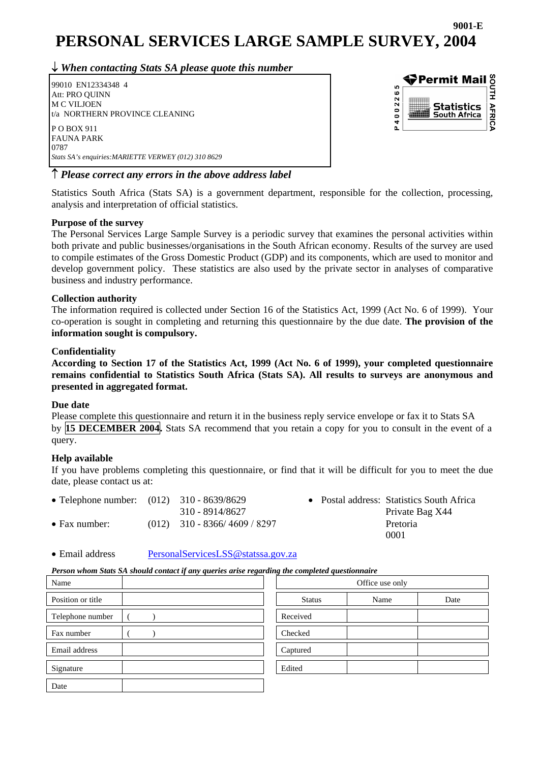9001-E

# PERSONAL SERVICES LARGE SAMPLE SURVEY, 2004

↓ ***When contacting Stats SA please quote this number***

99010 EN12334348 4
Att: PRO QUINN
M C VILJOEN
t/a NORTHERN PROVINCE CLEANING

P O BOX 911
FAUNA PARK
0787

*Stats SA's enquiries:MARIETTE VERWEY (012) 310 8629*

↑ ***Please correct any errors in the above address label***

Permit Mail
P 4002265
Statistics South Africa
SOUTH AFRICA

Statistics South Africa (Stats SA) is a government department, responsible for the collection, processing, analysis and interpretation of official statistics.

**Purpose of the survey**

The Personal Services Large Sample Survey is a periodic survey that examines the personal activities within both private and public businesses/organisations in the South African economy. Results of the survey are used to compile estimates of the Gross Domestic Product (GDP) and its components, which are used to monitor and develop government policy. These statistics are also used by the private sector in analyses of comparative business and industry performance.

**Collection authority**

The information required is collected under Section 16 of the Statistics Act, 1999 (Act No. 6 of 1999). Your co-operation is sought in completing and returning this questionnaire by the due date. **The provision of the information sought is compulsory.**

**Confidentiality**

**According to Section 17 of the Statistics Act, 1999 (Act No. 6 of 1999), your completed questionnaire remains confidential to Statistics South Africa (Stats SA). All results to surveys are anonymous and presented in aggregated format.**

**Due date**

Please complete this questionnaire and return it in the business reply service envelope or fax it to Stats SA by **15 DECEMBER 2004**. Stats SA recommend that you retain a copy for you to consult in the event of a query.

**Help available**

If you have problems completing this questionnaire, or find that it will be difficult for you to meet the due date, please contact us at:

- Telephone number: (012) 310 - 8639/8629
  310 - 8914/8627
- Fax number: (012) 310 - 8366/ 4609 / 8297
- Postal address: Statistics South Africa
  Private Bag X44
  Pretoria
  0001
- Email address PersonalServicesLSS@statssa.gov.za

***Person whom Stats SA should contact if any queries arise regarding the completed questionnaire***

| Name | |
|---|---|
| Position or title | |
| Telephone number | (   ) |
| Fax number | (   ) |
| Email address | |
| Signature | |
| Date | |

| Office use only | | |
|---|---|---|
| Status | Name | Date |
| Received | | |
| Checked | | |
| Captured | | |
| Edited | | |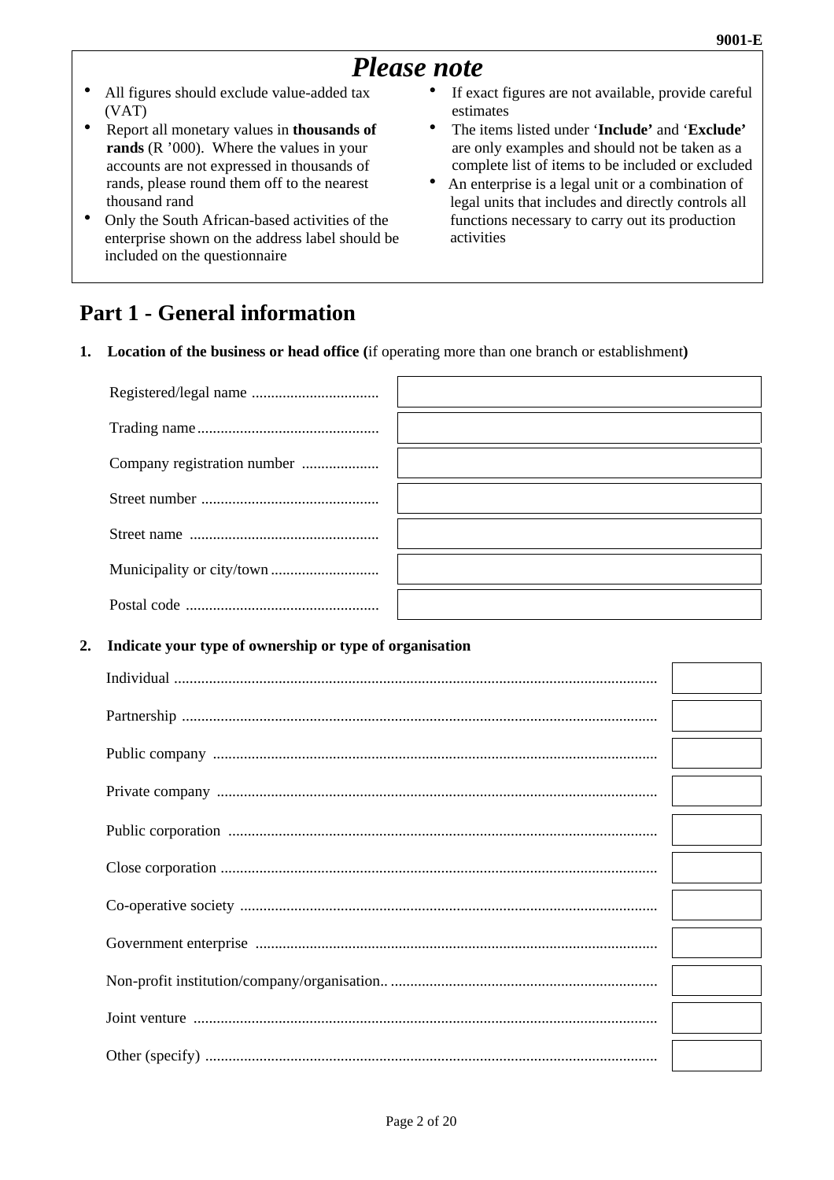9001-E

## *Please note*

- All figures should exclude value-added tax (VAT)
- Report all monetary values in **thousands of rands** (R '000). Where the values in your accounts are not expressed in thousands of rands, please round them off to the nearest thousand rand
- Only the South African-based activities of the enterprise shown on the address label should be included on the questionnaire
- If exact figures are not available, provide careful estimates
- The items listed under '**Include**' and '**Exclude**' are only examples and should not be taken as a complete list of items to be included or excluded
- An enterprise is a legal unit or a combination of legal units that includes and directly controls all functions necessary to carry out its production activities

# Part 1 - General information

**1. Location of the business or head office (**if operating more than one branch or establishment**)**

| | |
|---|---|
| Registered/legal name | |
| Trading name | |
| Company registration number | |
| Street number | |
| Street name | |
| Municipality or city/town | |
| Postal code | |

**2. Indicate your type of ownership or type of organisation**

| | |
|---|---|
| Individual | |
| Partnership | |
| Public company | |
| Private company | |
| Public corporation | |
| Close corporation | |
| Co-operative society | |
| Government enterprise | |
| Non-profit institution/company/organisation.. | |
| Joint venture | |
| Other (specify) | |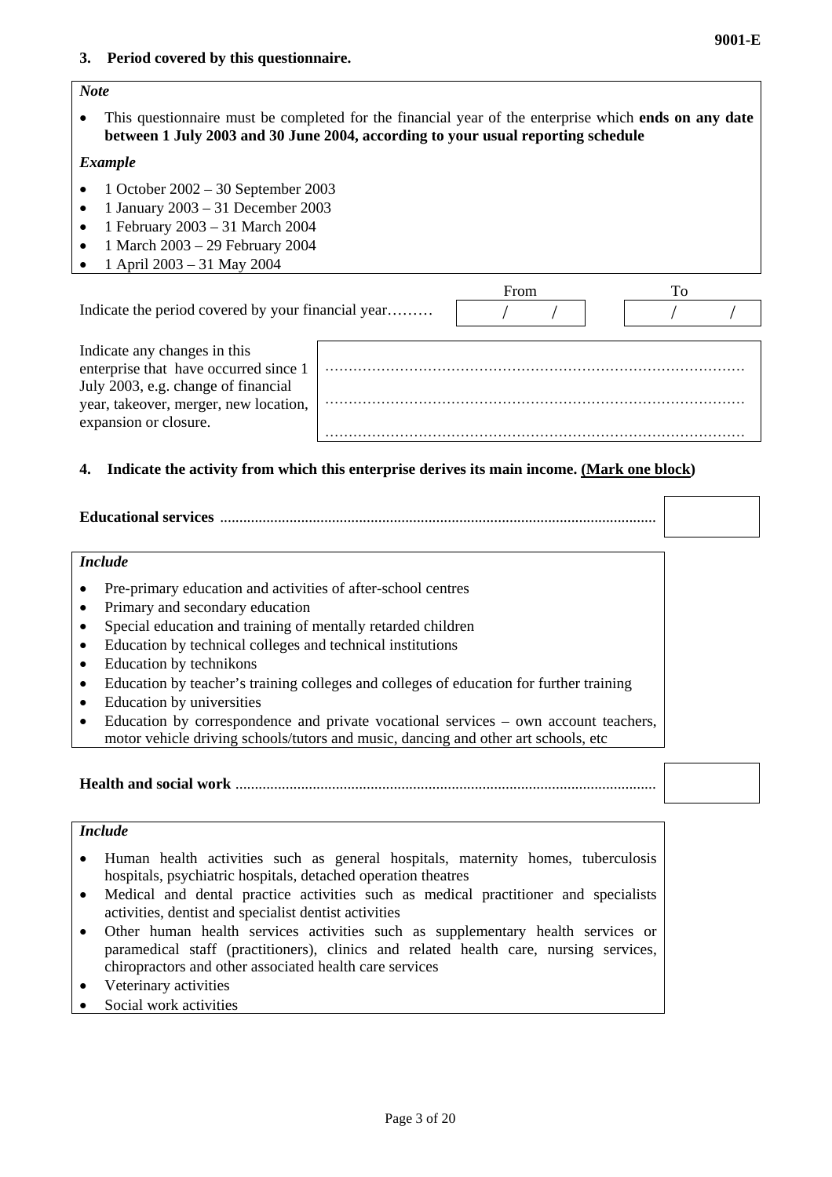### 3. Period covered by this questionnaire.

*Note*

- This questionnaire must be completed for the financial year of the enterprise which **ends on any date between 1 July 2003 and 30 June 2004, according to your usual reporting schedule**

*Example*

- 1 October 2002 – 30 September 2003
- 1 January 2003 – 31 December 2003
- 1 February 2003 – 31 March 2004
- 1 March 2003 – 29 February 2004
- 1 April 2003 – 31 May 2004

| | From | To |
|---|---|---|
| Indicate the period covered by your financial year……… | / / | / / |

Indicate any changes in this enterprise that have occurred since 1 July 2003, e.g. change of financial year, takeover, merger, new location, expansion or closure.

………………………………………………………………………………

………………………………………………………………………………

………………………………………………………………………………

### 4. Indicate the activity from which this enterprise derives its main income. (Mark one block)

**Educational services** ............................................................................................................... ☐

*Include*

- Pre-primary education and activities of after-school centres
- Primary and secondary education
- Special education and training of mentally retarded children
- Education by technical colleges and technical institutions
- Education by technikons
- Education by teacher's training colleges and colleges of education for further training
- Education by universities
- Education by correspondence and private vocational services – own account teachers, motor vehicle driving schools/tutors and music, dancing and other art schools, etc

**Health and social work** ........................................................................................................... ☐

*Include*

- Human health activities such as general hospitals, maternity homes, tuberculosis hospitals, psychiatric hospitals, detached operation theatres
- Medical and dental practice activities such as medical practitioner and specialists activities, dentist and specialist dentist activities
- Other human health services activities such as supplementary health services or paramedical staff (practitioners), clinics and related health care, nursing services, chiropractors and other associated health care services
- Veterinary activities
- Social work activities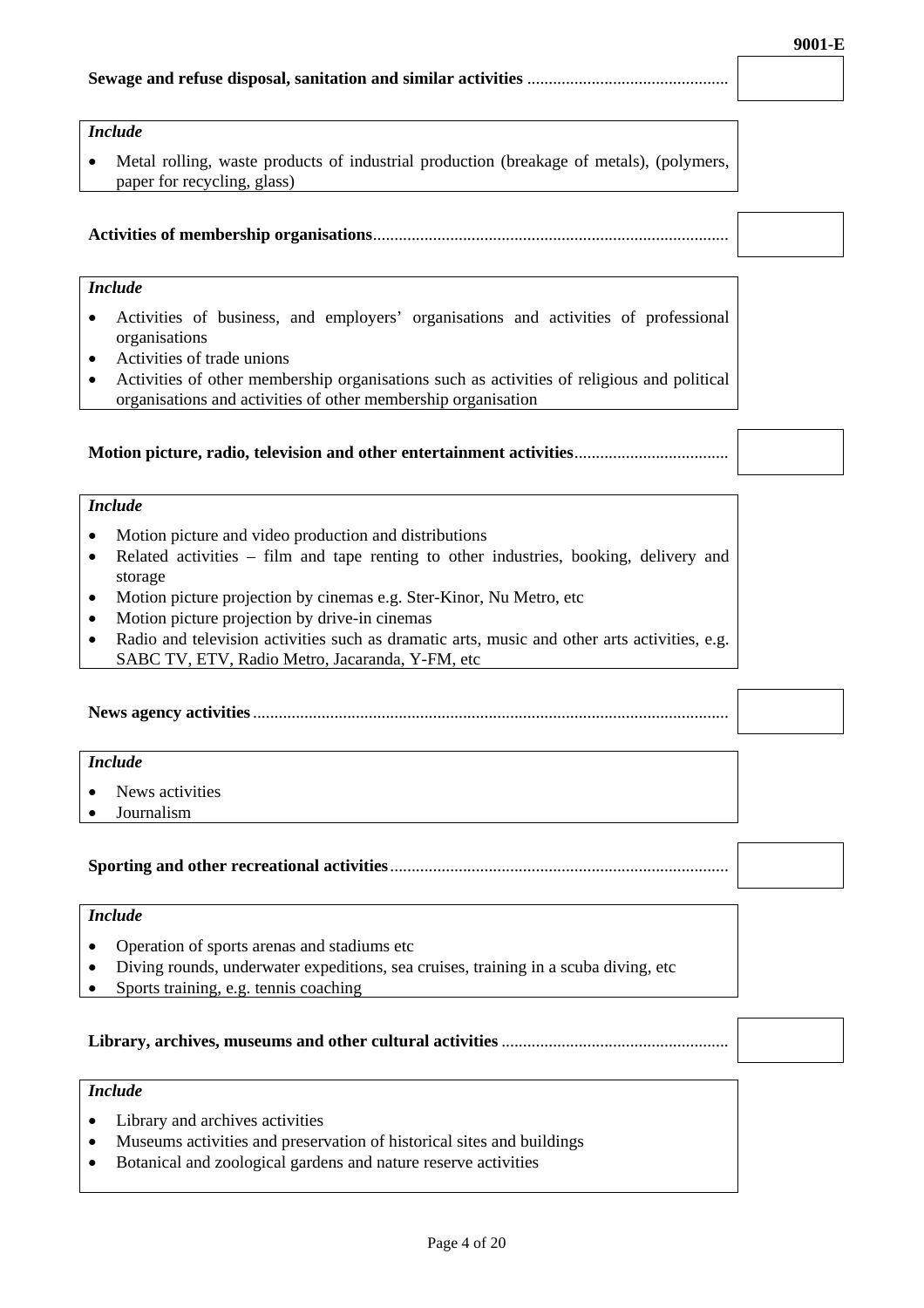**Sewage and refuse disposal, sanitation and similar activities** ..............................................

*Include*

- Metal rolling, waste products of industrial production (breakage of metals), (polymers, paper for recycling, glass)

**Activities of membership organisations**..................................................................................

*Include*

- Activities of business, and employers' organisations and activities of professional organisations
- Activities of trade unions
- Activities of other membership organisations such as activities of religious and political organisations and activities of other membership organisation

**Motion picture, radio, television and other entertainment activities**...................................

*Include*

- Motion picture and video production and distributions
- Related activities – film and tape renting to other industries, booking, delivery and storage
- Motion picture projection by cinemas e.g. Ster-Kinor, Nu Metro, etc
- Motion picture projection by drive-in cinemas
- Radio and television activities such as dramatic arts, music and other arts activities, e.g. SABC TV, ETV, Radio Metro, Jacaranda, Y-FM, etc

**News agency activities**..............................................................................................................

*Include*

- News activities
- Journalism

**Sporting and other recreational activities**..............................................................................

*Include*

- Operation of sports arenas and stadiums etc
- Diving rounds, underwater expeditions, sea cruises, training in a scuba diving, etc
- Sports training, e.g. tennis coaching

**Library, archives, museums and other cultural activities** ....................................................

*Include*

- Library and archives activities
- Museums activities and preservation of historical sites and buildings
- Botanical and zoological gardens and nature reserve activities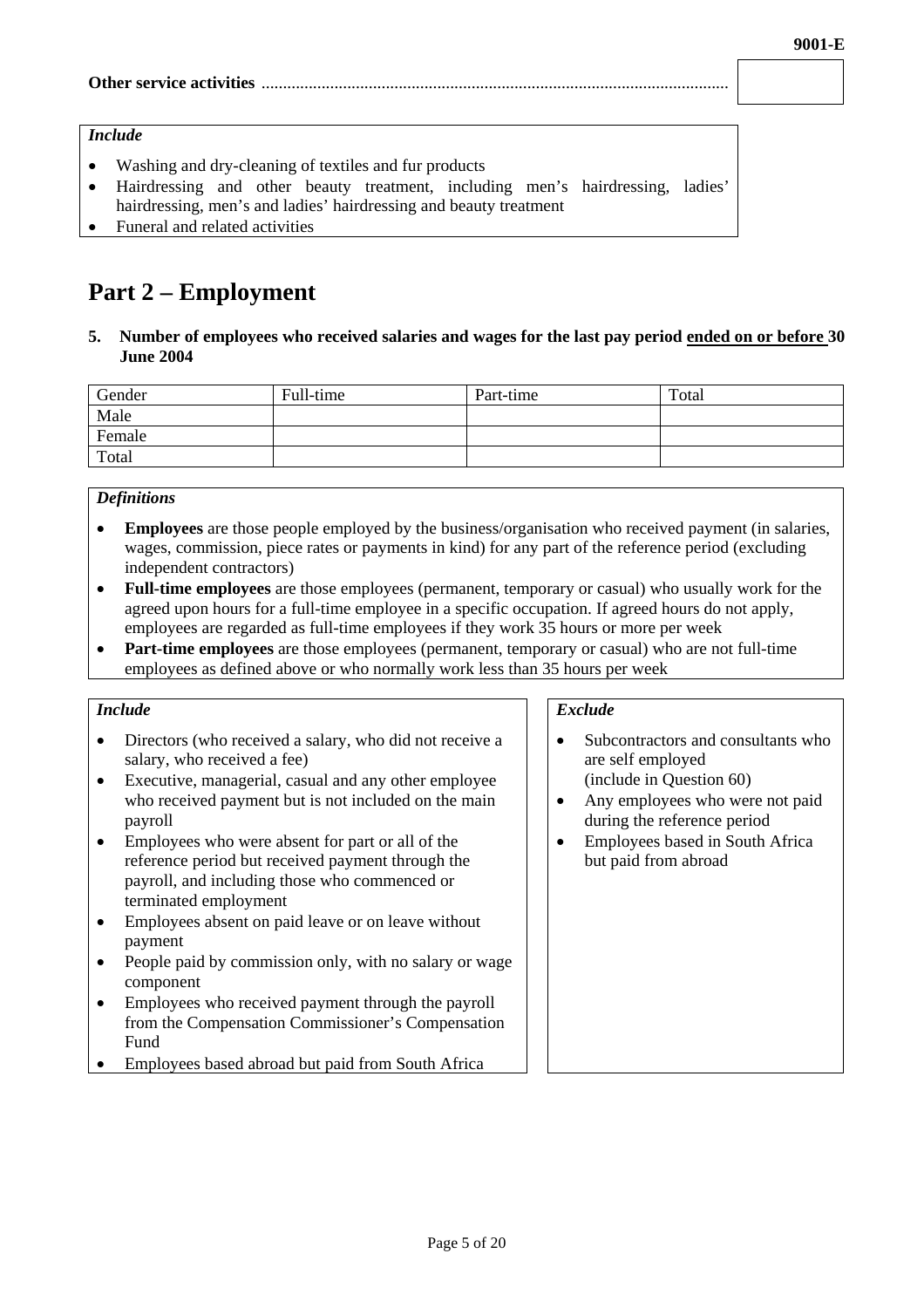**Other service activities** ............................................................................................................

*Include*

- Washing and dry-cleaning of textiles and fur products
- Hairdressing and other beauty treatment, including men's hairdressing, ladies' hairdressing, men's and ladies' hairdressing and beauty treatment
- Funeral and related activities

# Part 2 – Employment

**5. Number of employees who received salaries and wages for the last pay period <u>ended on or before</u> 30 June 2004**

| Gender | Full-time | Part-time | Total |
|---|---|---|---|
| Male | | | |
| Female | | | |
| Total | | | |

*Definitions*

- **Employees** are those people employed by the business/organisation who received payment (in salaries, wages, commission, piece rates or payments in kind) for any part of the reference period (excluding independent contractors)
- **Full-time employees** are those employees (permanent, temporary or casual) who usually work for the agreed upon hours for a full-time employee in a specific occupation. If agreed hours do not apply, employees are regarded as full-time employees if they work 35 hours or more per week
- **Part-time employees** are those employees (permanent, temporary or casual) who are not full-time employees as defined above or who normally work less than 35 hours per week

*Include*

- Directors (who received a salary, who did not receive a salary, who received a fee)
- Executive, managerial, casual and any other employee who received payment but is not included on the main payroll
- Employees who were absent for part or all of the reference period but received payment through the payroll, and including those who commenced or terminated employment
- Employees absent on paid leave or on leave without payment
- People paid by commission only, with no salary or wage component
- Employees who received payment through the payroll from the Compensation Commissioner's Compensation Fund
- Employees based abroad but paid from South Africa

*Exclude*

- Subcontractors and consultants who are self employed (include in Question 60)
- Any employees who were not paid during the reference period
- Employees based in South Africa but paid from abroad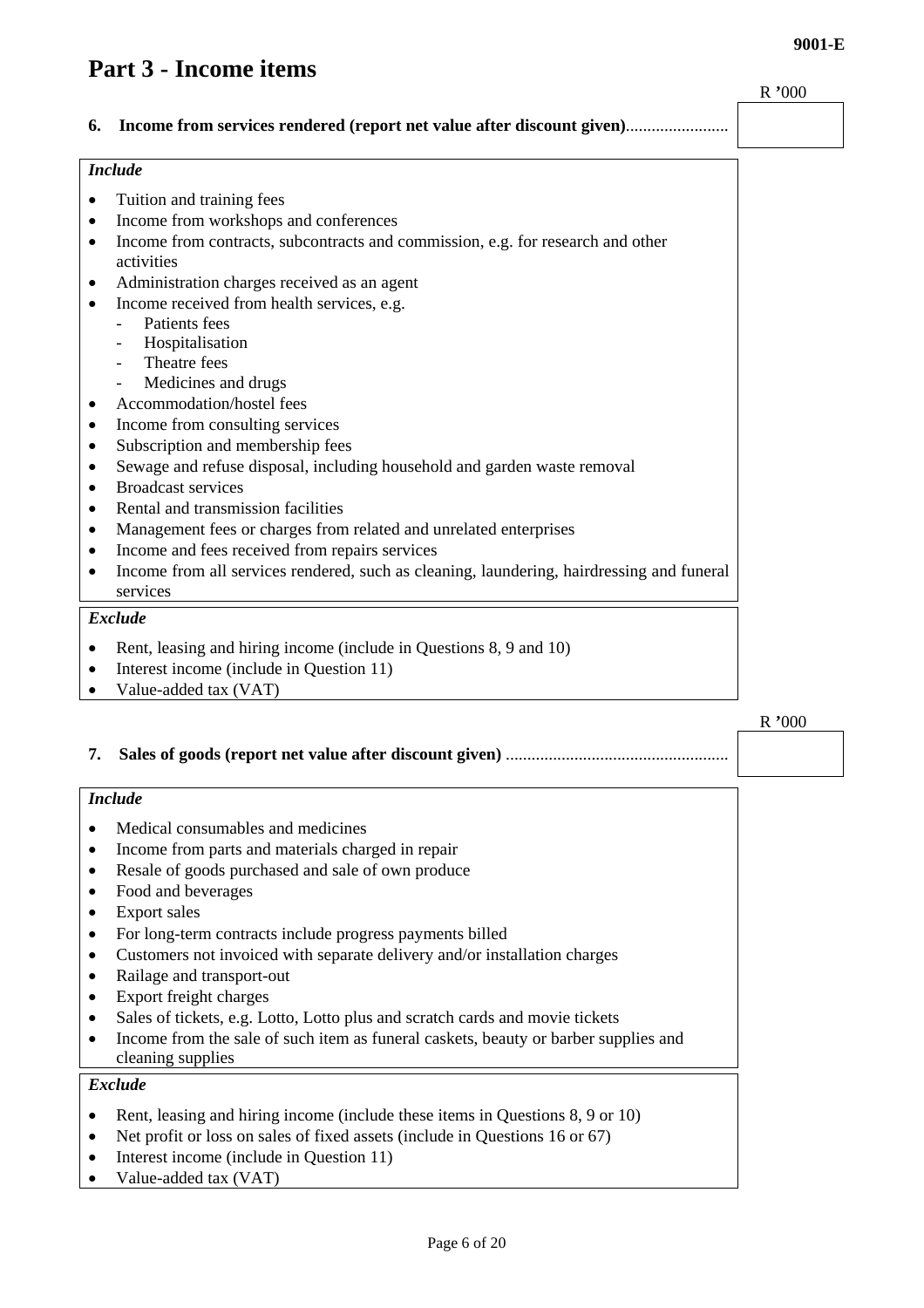## Part 3 - Income items

R '000

**6. Income from services rendered (report net value after discount given)**........................

*Include*

- Tuition and training fees
- Income from workshops and conferences
- Income from contracts, subcontracts and commission, e.g. for research and other activities
- Administration charges received as an agent
- Income received from health services, e.g.
  - Patients fees
  - Hospitalisation
  - Theatre fees
  - Medicines and drugs
- Accommodation/hostel fees
- Income from consulting services
- Subscription and membership fees
- Sewage and refuse disposal, including household and garden waste removal
- Broadcast services
- Rental and transmission facilities
- Management fees or charges from related and unrelated enterprises
- Income and fees received from repairs services
- Income from all services rendered, such as cleaning, laundering, hairdressing and funeral services

*Exclude*

- Rent, leasing and hiring income (include in Questions 8, 9 and 10)
- Interest income (include in Question 11)
- Value-added tax (VAT)

R '000

**7. Sales of goods (report net value after discount given)** ...................................................

*Include*

- Medical consumables and medicines
- Income from parts and materials charged in repair
- Resale of goods purchased and sale of own produce
- Food and beverages
- Export sales
- For long-term contracts include progress payments billed
- Customers not invoiced with separate delivery and/or installation charges
- Railage and transport-out
- Export freight charges
- Sales of tickets, e.g. Lotto, Lotto plus and scratch cards and movie tickets
- Income from the sale of such item as funeral caskets, beauty or barber supplies and cleaning supplies

*Exclude*

- Rent, leasing and hiring income (include these items in Questions 8, 9 or 10)
- Net profit or loss on sales of fixed assets (include in Questions 16 or 67)
- Interest income (include in Question 11)
- Value-added tax (VAT)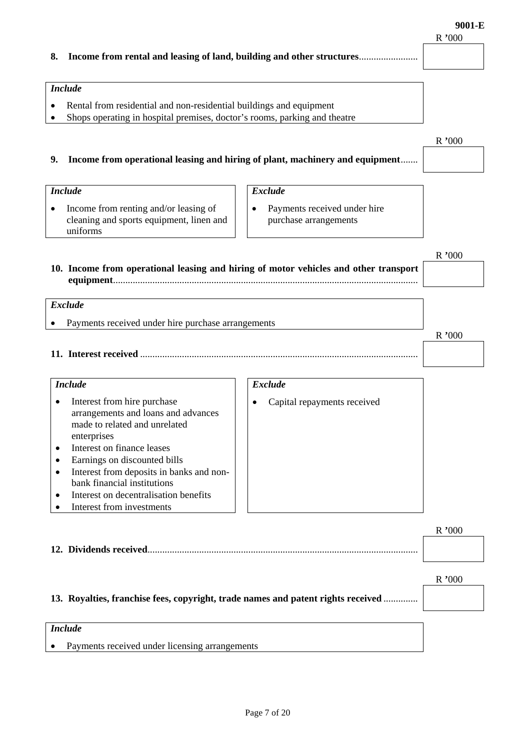**8. Income from rental and leasing of land, building and other structures**........................ R '000

*Include*

- Rental from residential and non-residential buildings and equipment
- Shops operating in hospital premises, doctor's rooms, parking and theatre

**9. Income from operational leasing and hiring of plant, machinery and equipment**....... R '000

*Include*

- Income from renting and/or leasing of cleaning and sports equipment, linen and uniforms

*Exclude*

- Payments received under hire purchase arrangements

**10. Income from operational leasing and hiring of motor vehicles and other transport equipment**.......................................................................................................................... R '000

*Exclude*

- Payments received under hire purchase arrangements

**11. Interest received** ................................................................................................................ R '000

*Include*

- Interest from hire purchase arrangements and loans and advances made to related and unrelated enterprises
- Interest on finance leases
- Earnings on discounted bills
- Interest from deposits in banks and non-bank financial institutions
- Interest on decentralisation benefits
- Interest from investments

*Exclude*

- Capital repayments received

**12. Dividends received**............................................................................................................ R '000

**13. Royalties, franchise fees, copyright, trade names and patent rights received** ............. R '000

*Include*

- Payments received under licensing arrangements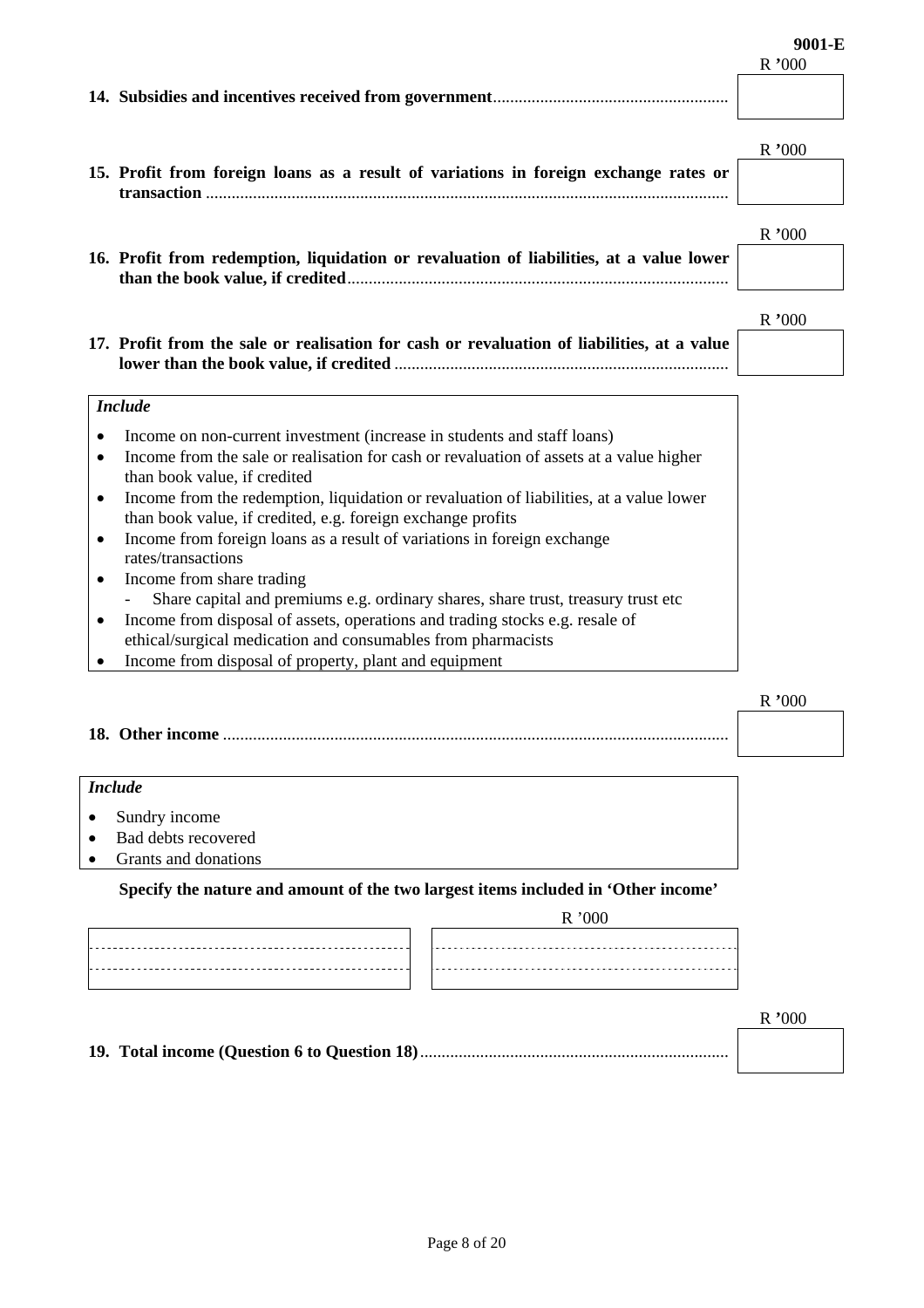9001-E

R '000

**14. Subsidies and incentives received from government**......................................................

R '000

**15. Profit from foreign loans as a result of variations in foreign exchange rates or transaction** .........................................................................................................................

R '000

**16. Profit from redemption, liquidation or revaluation of liabilities, at a value lower than the book value, if credited**........................................................................................

R '000

**17. Profit from the sale or realisation for cash or revaluation of liabilities, at a value lower than the book value, if credited** .............................................................................

*Include*

- Income on non-current investment (increase in students and staff loans)
- Income from the sale or realisation for cash or revaluation of assets at a value higher than book value, if credited
- Income from the redemption, liquidation or revaluation of liabilities, at a value lower than book value, if credited, e.g. foreign exchange profits
- Income from foreign loans as a result of variations in foreign exchange rates/transactions
- Income from share trading
  - Share capital and premiums e.g. ordinary shares, share trust, treasury trust etc
- Income from disposal of assets, operations and trading stocks e.g. resale of ethical/surgical medication and consumables from pharmacists
- Income from disposal of property, plant and equipment

R '000

**18. Other income** ....................................................................................................................

*Include*

- Sundry income
- Bad debts recovered
- Grants and donations

**Specify the nature and amount of the two largest items included in 'Other income'**

| | R '000 |
|---|---|
| | |
| | |

R '000

**19. Total income (Question 6 to Question 18)**.......................................................................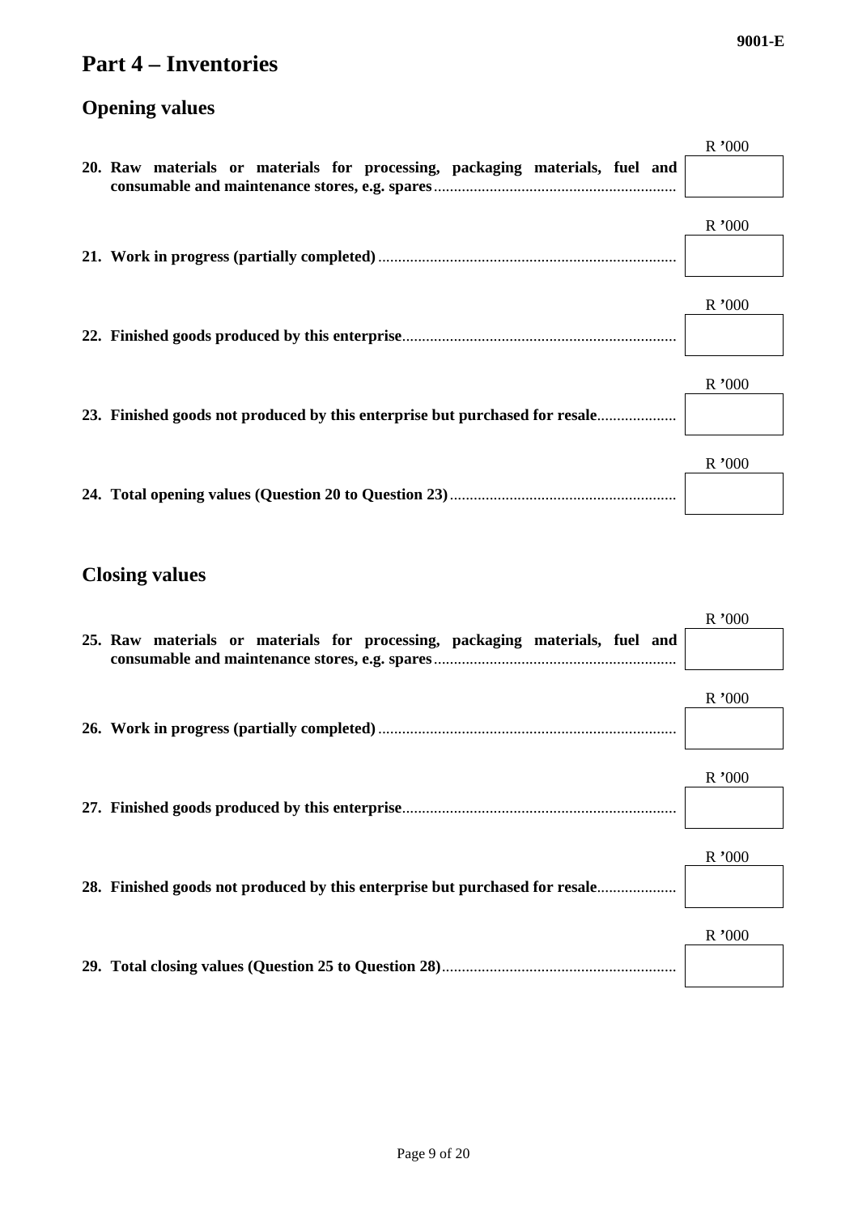# Part 4 – Inventories

## Opening values

| | R '000 |
|---|---|
| **20. Raw materials or materials for processing, packaging materials, fuel and consumable and maintenance stores, e.g. spares** | |
| **21. Work in progress (partially completed)** | |
| **22. Finished goods produced by this enterprise** | |
| **23. Finished goods not produced by this enterprise but purchased for resale** | |
| **24. Total opening values (Question 20 to Question 23)** | |

## Closing values

| | R '000 |
|---|---|
| **25. Raw materials or materials for processing, packaging materials, fuel and consumable and maintenance stores, e.g. spares** | |
| **26. Work in progress (partially completed)** | |
| **27. Finished goods produced by this enterprise** | |
| **28. Finished goods not produced by this enterprise but purchased for resale** | |
| **29. Total closing values (Question 25 to Question 28)** | |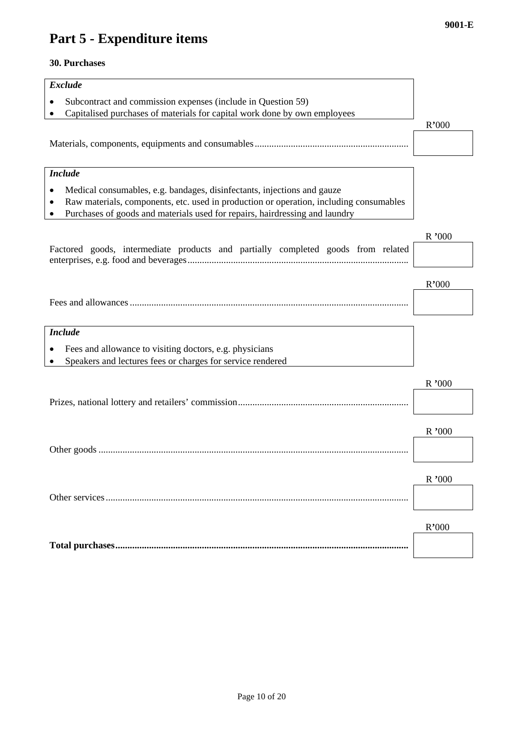# Part 5 - Expenditure items

### 30. Purchases

***Exclude***

- Subcontract and commission expenses (include in Question 59)
- Capitalised purchases of materials for capital work done by own employees

| | R'000 |
|---|---|
| Materials, components, equipments and consumables | |

***Include***

- Medical consumables, e.g. bandages, disinfectants, injections and gauze
- Raw materials, components, etc. used in production or operation, including consumables
- Purchases of goods and materials used for repairs, hairdressing and laundry

| | R '000 |
|---|---|
| Factored goods, intermediate products and partially completed goods from related enterprises, e.g. food and beverages | |

| | R'000 |
|---|---|
| Fees and allowances | |

***Include***

- Fees and allowance to visiting doctors, e.g. physicians
- Speakers and lectures fees or charges for service rendered

| | R '000 |
|---|---|
| Prizes, national lottery and retailers' commission | |
| Other goods | |
| Other services | |

| | R'000 |
|---|---|
| **Total purchases** | |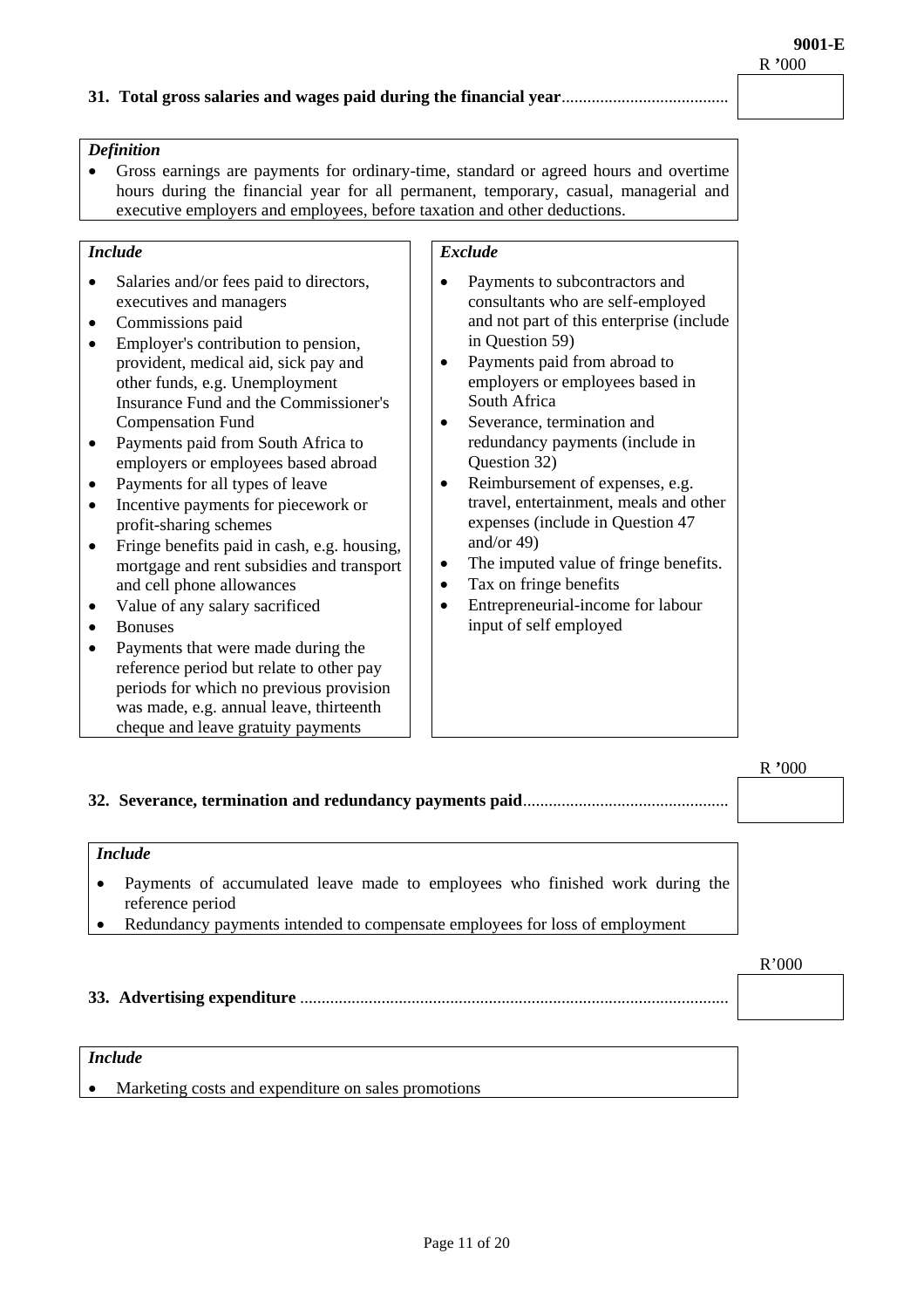**31. Total gross salaries and wages paid during the financial year**....................................... R '000

*Definition*

- Gross earnings are payments for ordinary-time, standard or agreed hours and overtime hours during the financial year for all permanent, temporary, casual, managerial and executive employers and employees, before taxation and other deductions.

*Include*

- Salaries and/or fees paid to directors, executives and managers
- Commissions paid
- Employer's contribution to pension, provident, medical aid, sick pay and other funds, e.g. Unemployment Insurance Fund and the Commissioner's Compensation Fund
- Payments paid from South Africa to employers or employees based abroad
- Payments for all types of leave
- Incentive payments for piecework or profit-sharing schemes
- Fringe benefits paid in cash, e.g. housing, mortgage and rent subsidies and transport and cell phone allowances
- Value of any salary sacrificed
- Bonuses
- Payments that were made during the reference period but relate to other pay periods for which no previous provision was made, e.g. annual leave, thirteenth cheque and leave gratuity payments

*Exclude*

- Payments to subcontractors and consultants who are self-employed and not part of this enterprise (include in Question 59)
- Payments paid from abroad to employers or employees based in South Africa
- Severance, termination and redundancy payments (include in Question 32)
- Reimbursement of expenses, e.g. travel, entertainment, meals and other expenses (include in Question 47 and/or 49)
- The imputed value of fringe benefits.
- Tax on fringe benefits
- Entrepreneurial-income for labour input of self employed

**32. Severance, termination and redundancy payments paid**................................................ R '000

*Include*

- Payments of accumulated leave made to employees who finished work during the reference period
- Redundancy payments intended to compensate employees for loss of employment

**33. Advertising expenditure** .................................................................................................... R'000

*Include*

- Marketing costs and expenditure on sales promotions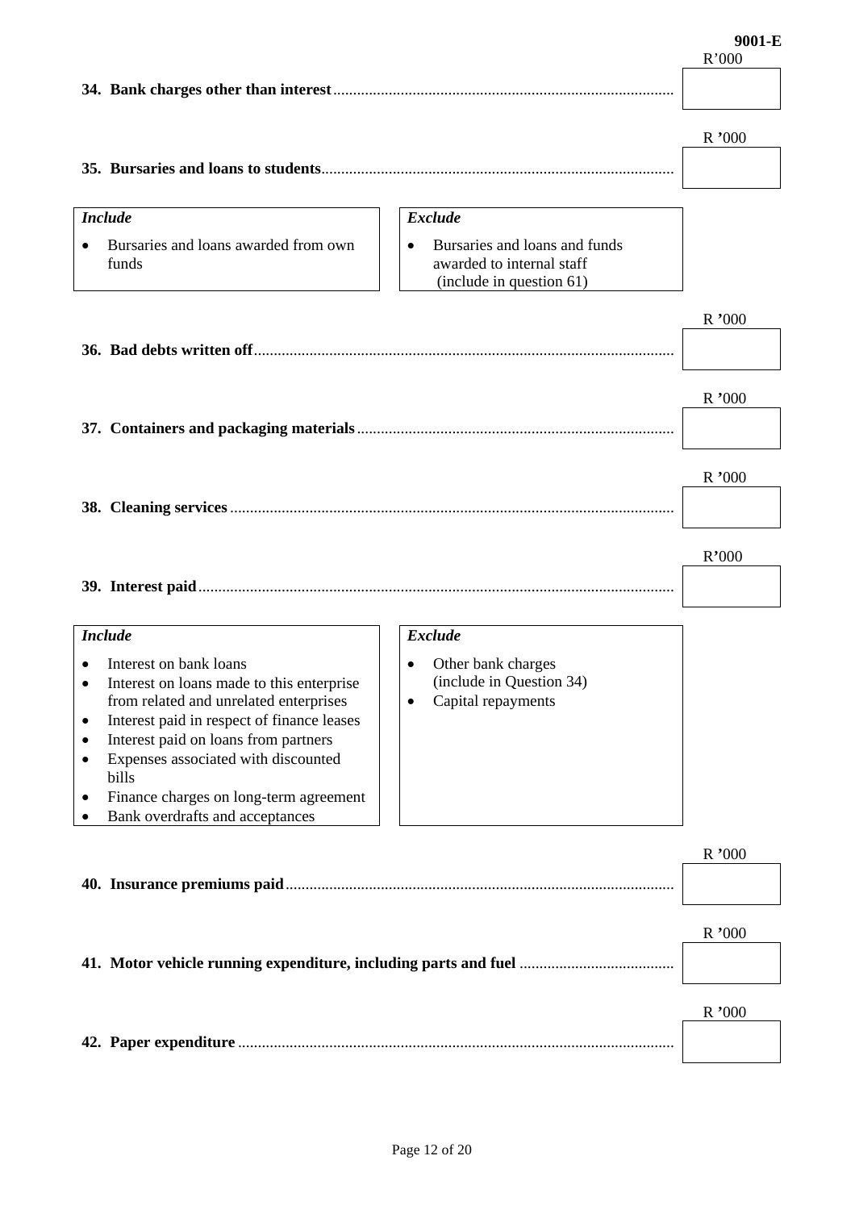9001-E

**34. Bank charges other than interest** ........................................ R'000

**35. Bursaries and loans to students** ........................................ R '000

| *Include* | *Exclude* |
|---|---|
| • Bursaries and loans awarded from own funds | • Bursaries and loans and funds awarded to internal staff (include in question 61) |

**36. Bad debts written off** ........................................ R '000

**37. Containers and packaging materials** ........................................ R '000

**38. Cleaning services** ........................................ R '000

**39. Interest paid** ........................................ R'000

| *Include* | *Exclude* |
|---|---|
| • Interest on bank loans<br>• Interest on loans made to this enterprise from related and unrelated enterprises<br>• Interest paid in respect of finance leases<br>• Interest paid on loans from partners<br>• Expenses associated with discounted bills<br>• Finance charges on long-term agreement<br>• Bank overdrafts and acceptances | • Other bank charges (include in Question 34)<br>• Capital repayments |

**40. Insurance premiums paid** ........................................ R '000

**41. Motor vehicle running expenditure, including parts and fuel** ........................................ R '000

**42. Paper expenditure** ........................................ R '000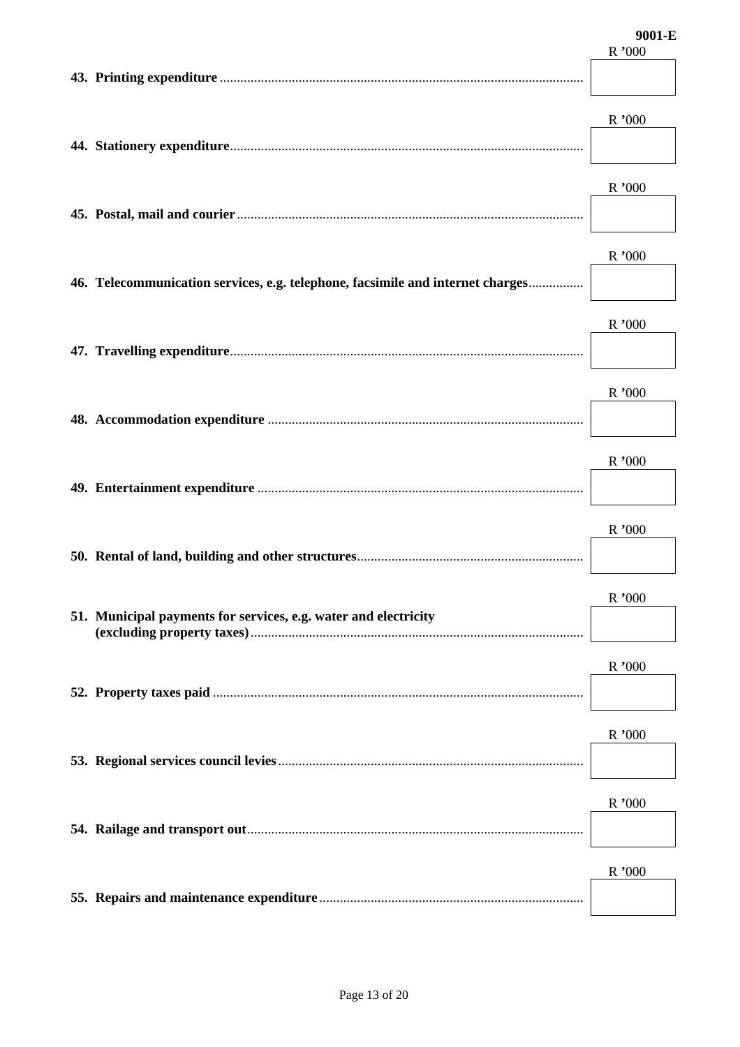**9001-E**

| | R '000 |
|---|---|
| **43. Printing expenditure** | |
| **44. Stationery expenditure** | |
| **45. Postal, mail and courier** | |
| **46. Telecommunication services, e.g. telephone, facsimile and internet charges** | |
| **47. Travelling expenditure** | |
| **48. Accommodation expenditure** | |
| **49. Entertainment expenditure** | |
| **50. Rental of land, building and other structures** | |
| **51. Municipal payments for services, e.g. water and electricity (excluding property taxes)** | |
| **52. Property taxes paid** | |
| **53. Regional services council levies** | |
| **54. Railage and transport out** | |
| **55. Repairs and maintenance expenditure** | |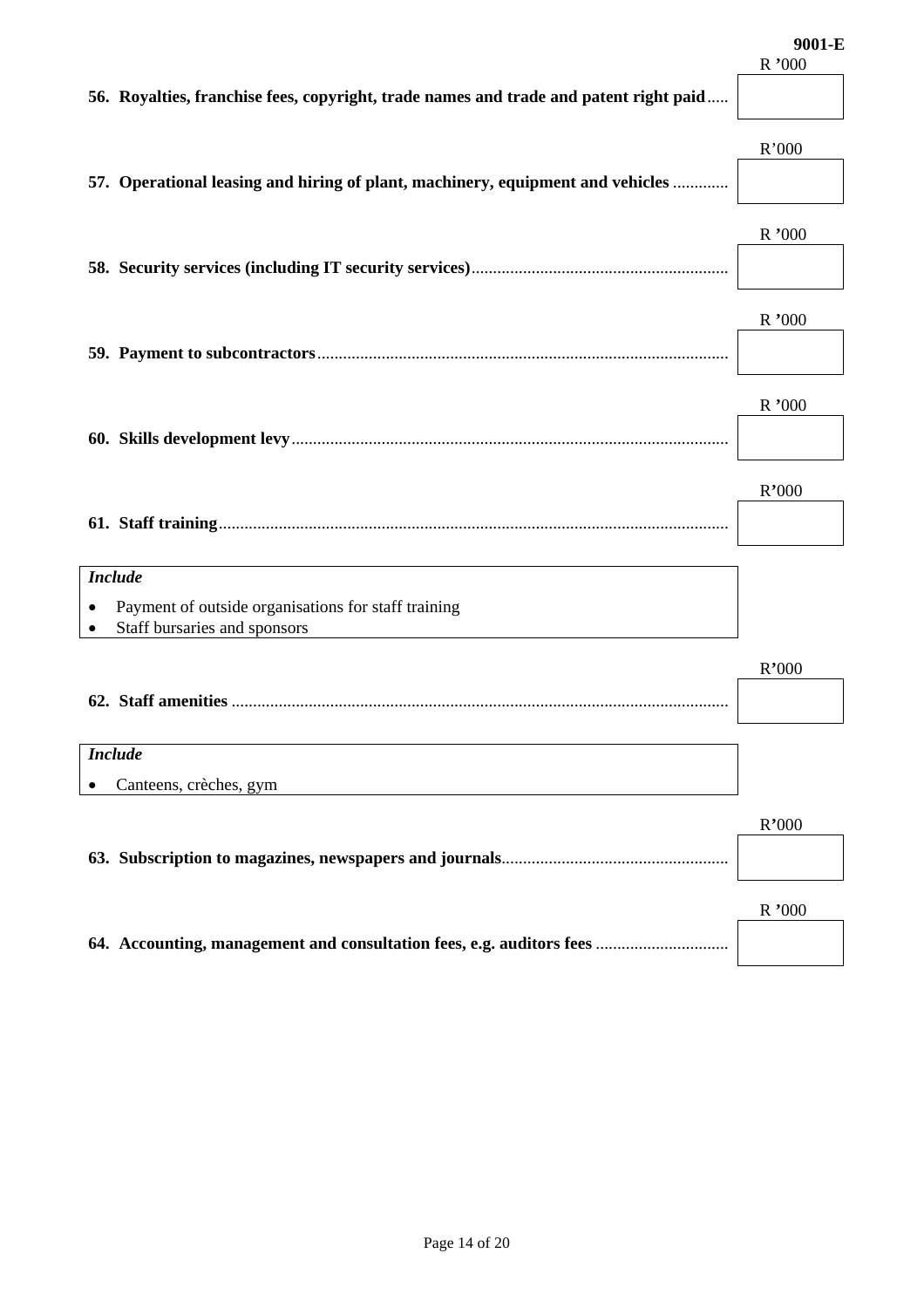**56. Royalties, franchise fees, copyright, trade names and trade and patent right paid** ..... R '000 [ ]

**57. Operational leasing and hiring of plant, machinery, equipment and vehicles** ............ R'000 [ ]

**58. Security services (including IT security services)** ............ R '000 [ ]

**59. Payment to subcontractors** ............ R '000 [ ]

**60. Skills development levy** ............ R '000 [ ]

**61. Staff training** ............ R'000 [ ]

| *Include* |
|---|
| • Payment of outside organisations for staff training<br>• Staff bursaries and sponsors |

**62. Staff amenities** ............ R'000 [ ]

| *Include* |
|---|
| • Canteens, crèches, gym |

**63. Subscription to magazines, newspapers and journals** ............ R'000 [ ]

**64. Accounting, management and consultation fees, e.g. auditors fees** ............ R '000 [ ]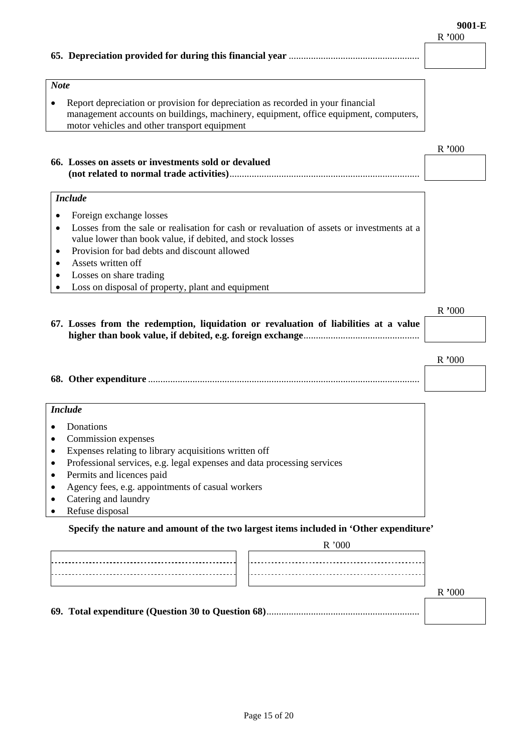**65. Depreciation provided for during this financial year** .................................................... R '000

*Note*

- Report depreciation or provision for depreciation as recorded in your financial management accounts on buildings, machinery, equipment, office equipment, computers, motor vehicles and other transport equipment

**66. Losses on assets or investments sold or devalued (not related to normal trade activities)**............................................................................ R '000

*Include*

- Foreign exchange losses
- Losses from the sale or realisation for cash or revaluation of assets or investments at a value lower than book value, if debited, and stock losses
- Provision for bad debts and discount allowed
- Assets written off
- Losses on share trading
- Loss on disposal of property, plant and equipment

**67. Losses from the redemption, liquidation or revaluation of liabilities at a value higher than book value, if debited, e.g. foreign exchange**.............................................. R '000

**68. Other expenditure** ............................................................................................................ R '000

*Include*

- Donations
- Commission expenses
- Expenses relating to library acquisitions written off
- Professional services, e.g. legal expenses and data processing services
- Permits and licences paid
- Agency fees, e.g. appointments of casual workers
- Catering and laundry
- Refuse disposal

**Specify the nature and amount of the two largest items included in 'Other expenditure'**

| | R '000 |
|---|---|
| | |
| | |

**69. Total expenditure (Question 30 to Question 68)**............................................................. R '000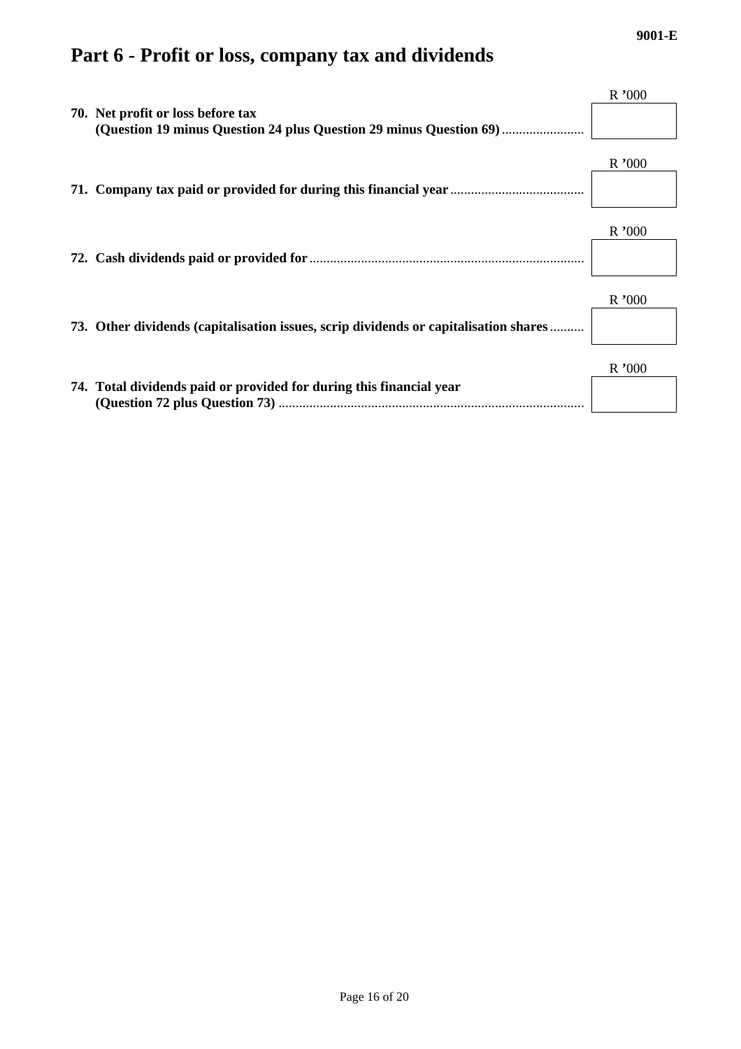# Part 6 - Profit or loss, company tax and dividends

| | R '000 |
|---|---|
| **70. Net profit or loss before tax (Question 19 minus Question 24 plus Question 29 minus Question 69)** | |
| **71. Company tax paid or provided for during this financial year** | |
| **72. Cash dividends paid or provided for** | |
| **73. Other dividends (capitalisation issues, scrip dividends or capitalisation shares** | |
| **74. Total dividends paid or provided for during this financial year (Question 72 plus Question 73)** | |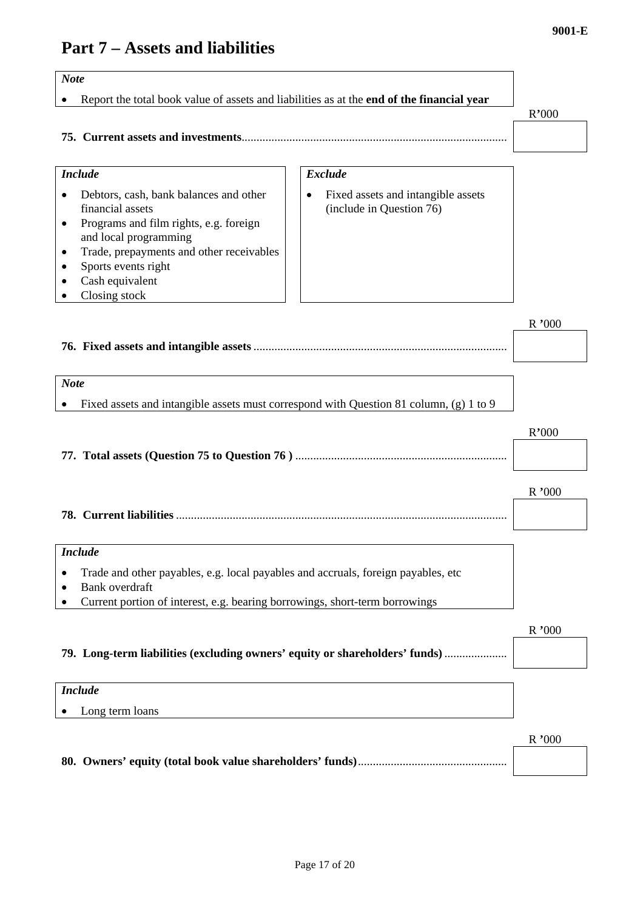## Part 7 – Assets and liabilities

*Note*

- Report the total book value of assets and liabilities as at the **end of the financial year**

R'000

**75. Current assets and investments**........................................................................................ [ ]

*Include*

- Debtors, cash, bank balances and other financial assets
- Programs and film rights, e.g. foreign and local programming
- Trade, prepayments and other receivables
- Sports events right
- Cash equivalent
- Closing stock

*Exclude*

- Fixed assets and intangible assets (include in Question 76)

R '000

**76. Fixed assets and intangible assets** .................................................................................... [ ]

*Note*

- Fixed assets and intangible assets must correspond with Question 81 column, (g) 1 to 9

R'000

**77. Total assets (Question 75 to Question 76 )** ...................................................................... [ ]

R '000

**78. Current liabilities** .............................................................................................................. [ ]

*Include*

- Trade and other payables, e.g. local payables and accruals, foreign payables, etc
- Bank overdraft
- Current portion of interest, e.g. bearing borrowings, short-term borrowings

R '000

**79. Long-term liabilities (excluding owners' equity or shareholders' funds)** ..................... [ ]

*Include*

- Long term loans

R '000

**80. Owners' equity (total book value shareholders' funds)**.................................................. [ ]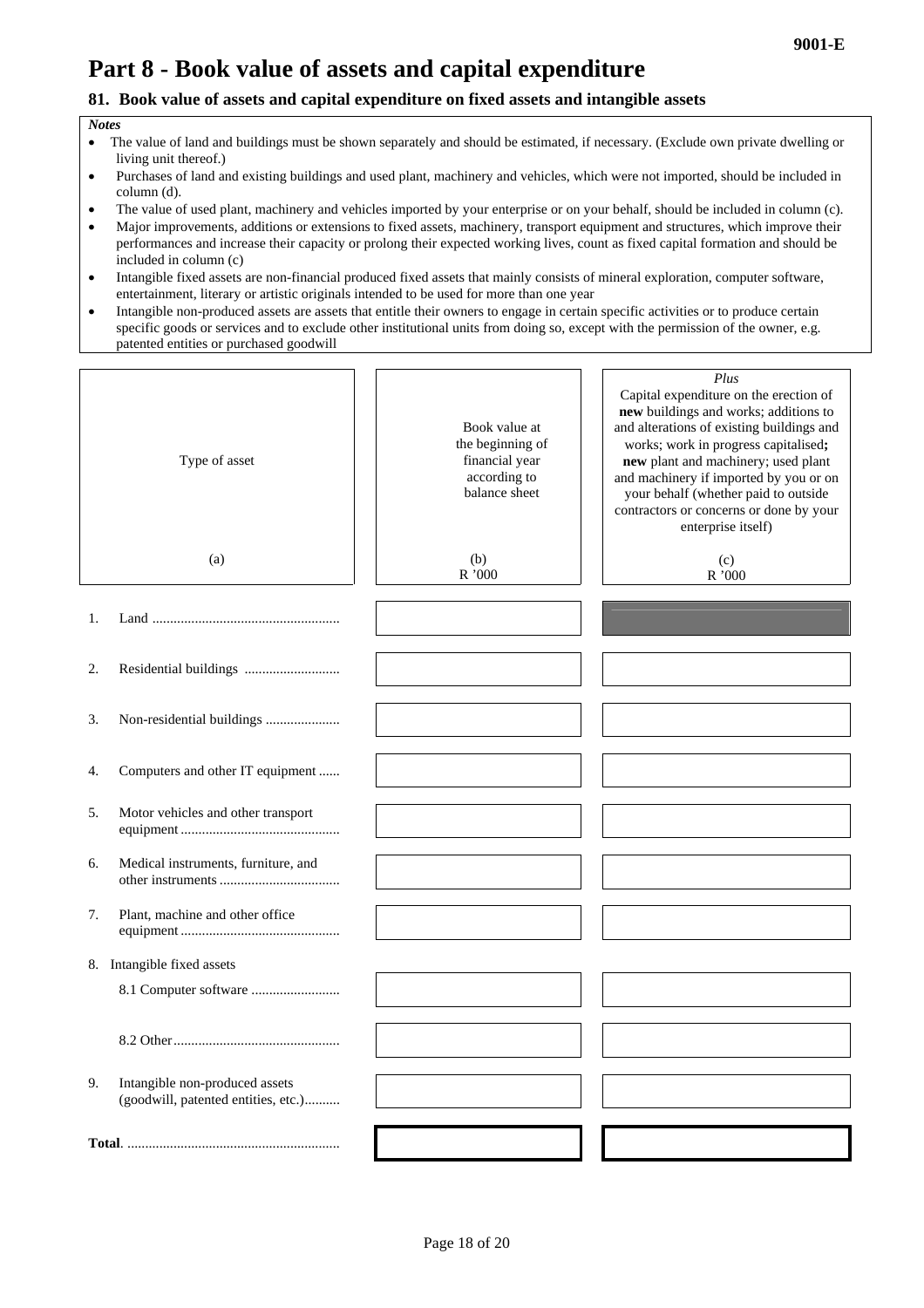# Part 8 - Book value of assets and capital expenditure

### 81. Book value of assets and capital expenditure on fixed assets and intangible assets

*Notes*

- The value of land and buildings must be shown separately and should be estimated, if necessary. (Exclude own private dwelling or living unit thereof.)
- Purchases of land and existing buildings and used plant, machinery and vehicles, which were not imported, should be included in column (d).
- The value of used plant, machinery and vehicles imported by your enterprise or on your behalf, should be included in column (c).
- Major improvements, additions or extensions to fixed assets, machinery, transport equipment and structures, which improve their performances and increase their capacity or prolong their expected working lives, count as fixed capital formation and should be included in column (c)
- Intangible fixed assets are non-financial produced fixed assets that mainly consists of mineral exploration, computer software, entertainment, literary or artistic originals intended to be used for more than one year
- Intangible non-produced assets are assets that entitle their owners to engage in certain specific activities or to produce certain specific goods or services and to exclude other institutional units from doing so, except with the permission of the owner, e.g. patented entities or purchased goodwill

| Type of asset<br><br>(a) | Book value at the beginning of financial year according to balance sheet<br><br>(b)<br>R '000 | *Plus*<br>Capital expenditure on the erection of **new** buildings and works; additions to and alterations of existing buildings and works; work in progress capitalised**;** **new** plant and machinery; used plant and machinery if imported by you or on your behalf (whether paid to outside contractors or concerns or done by your enterprise itself)<br><br>(c)<br>R '000 |
|---|---|---|
| 1. Land | | |
| 2. Residential buildings | | |
| 3. Non-residential buildings | | |
| 4. Computers and other IT equipment | | |
| 5. Motor vehicles and other transport equipment | | |
| 6. Medical instruments, furniture, and other instruments | | |
| 7. Plant, machine and other office equipment | | |
| 8. Intangible fixed assets | | |
| 8.1 Computer software | | |
| 8.2 Other | | |
| 9. Intangible non-produced assets (goodwill, patented entities, etc.) | | |
| **Total** | | |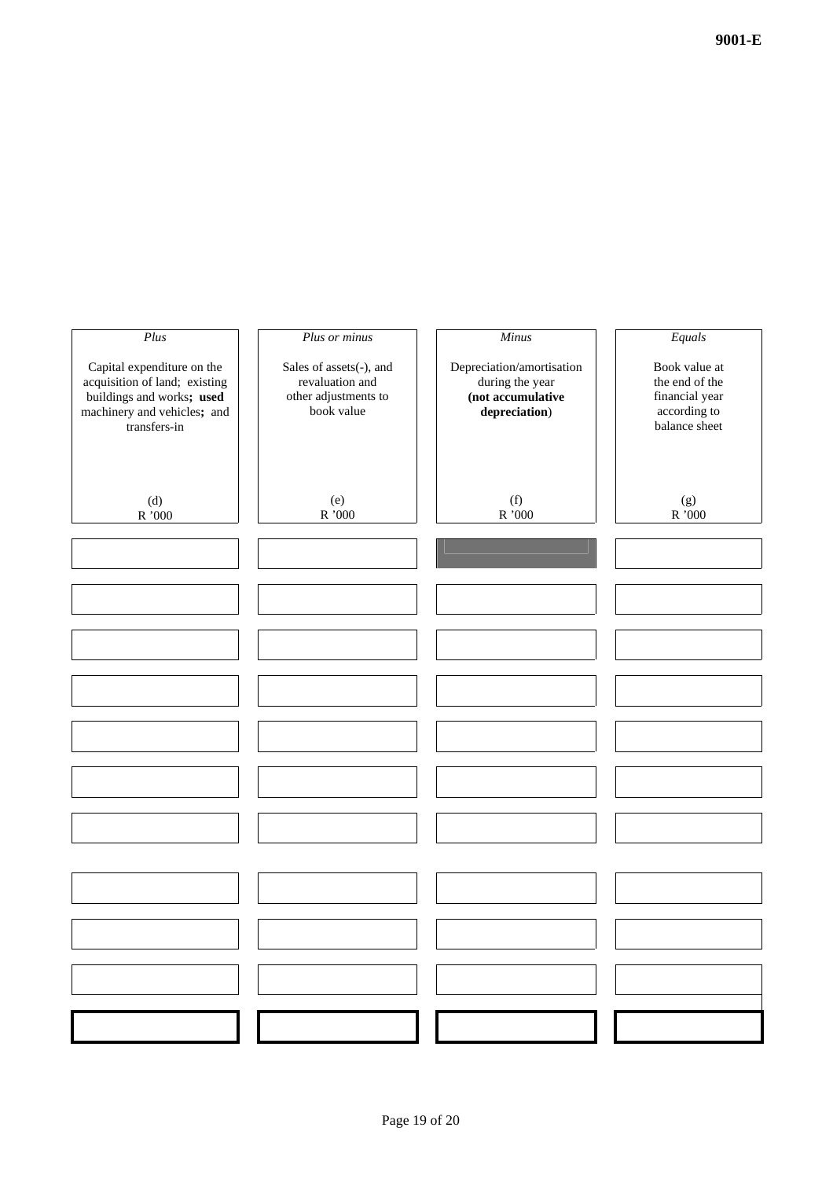| *Plus* | *Plus or minus* | *Minus* | *Equals* |
| --- | --- | --- | --- |
| Capital expenditure on the acquisition of land; existing buildings and works**; used** machinery and vehicles**;** and transfers-in | Sales of assets(-), and revaluation and other adjustments to book value | Depreciation/amortisation during the year **(not accumulative depreciation**) | Book value at the end of the financial year according to balance sheet |
| (d) R '000 | (e) R '000 | (f) R '000 | (g) R '000 |
| | | | |
| | | | |
| | | | |
| | | | |
| | | | |
| | | | |
| | | | |
| | | | |
| | | | |
| | | | |
| | | | |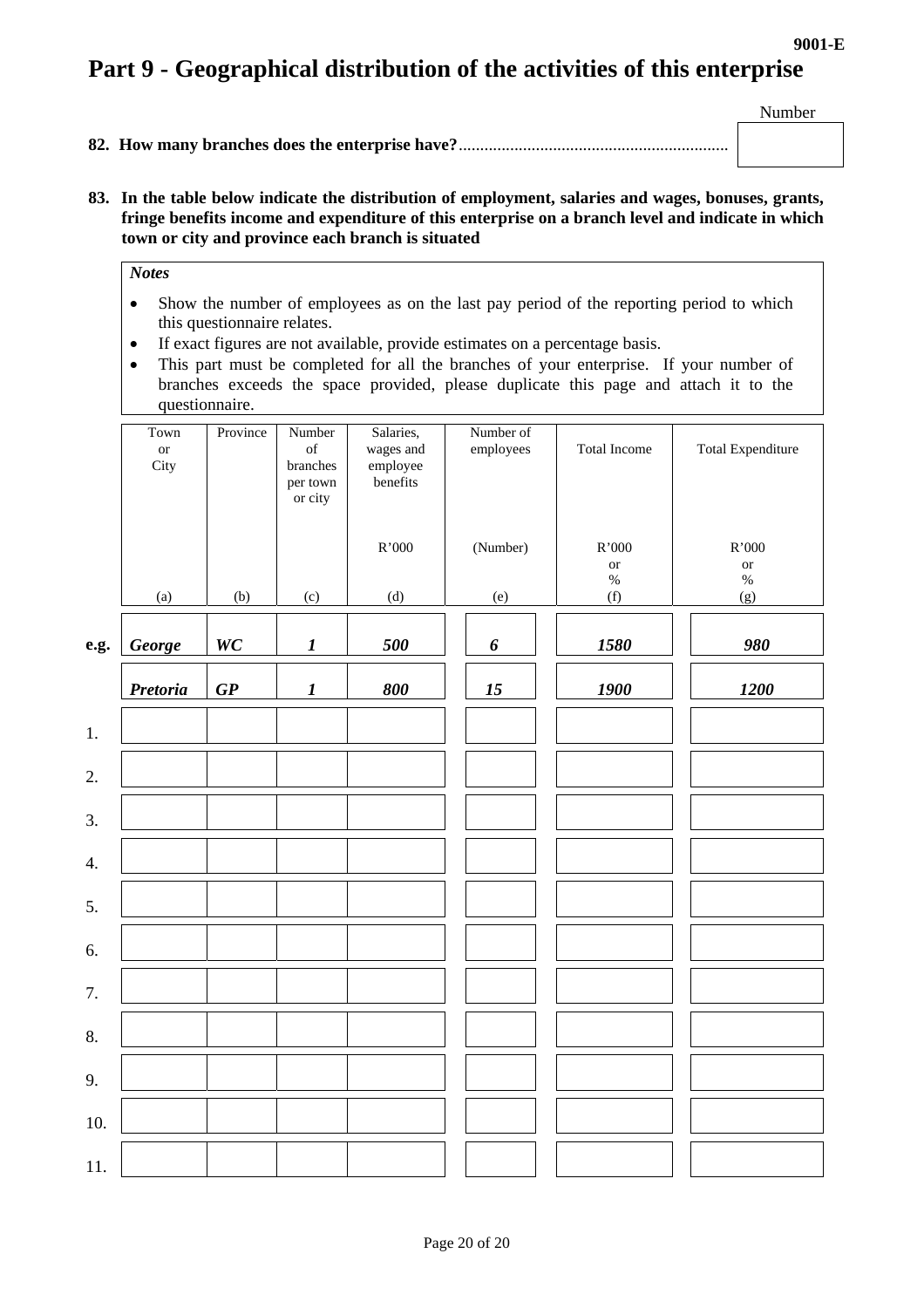9001-E

# Part 9 - Geographical distribution of the activities of this enterprise

**82. How many branches does the enterprise have?**............................................................. Number: [ ]

**83. In the table below indicate the distribution of employment, salaries and wages, bonuses, grants, fringe benefits income and expenditure of this enterprise on a branch level and indicate in which town or city and province each branch is situated**

> ***Notes***
>
> - Show the number of employees as on the last pay period of the reporting period to which this questionnaire relates.
> - If exact figures are not available, provide estimates on a percentage basis.
> - This part must be completed for all the branches of your enterprise. If your number of branches exceeds the space provided, please duplicate this page and attach it to the questionnaire.

| | Town or City | Province | Number of branches per town or city | Salaries, wages and employee benefits R'000 | Number of employees (Number) | Total Income R'000 or % | Total Expenditure R'000 or % |
|---|---|---|---|---|---|---|---|
| | (a) | (b) | (c) | (d) | (e) | (f) | (g) |
| e.g. | *George* | *WC* | *1* | *500* | *6* | *1580* | *980* |
| | *Pretoria* | *GP* | *1* | *800* | *15* | *1900* | *1200* |
| 1. | | | | | | | |
| 2. | | | | | | | |
| 3. | | | | | | | |
| 4. | | | | | | | |
| 5. | | | | | | | |
| 6. | | | | | | | |
| 7. | | | | | | | |
| 8. | | | | | | | |
| 9. | | | | | | | |
| 10. | | | | | | | |
| 11. | | | | | | | |